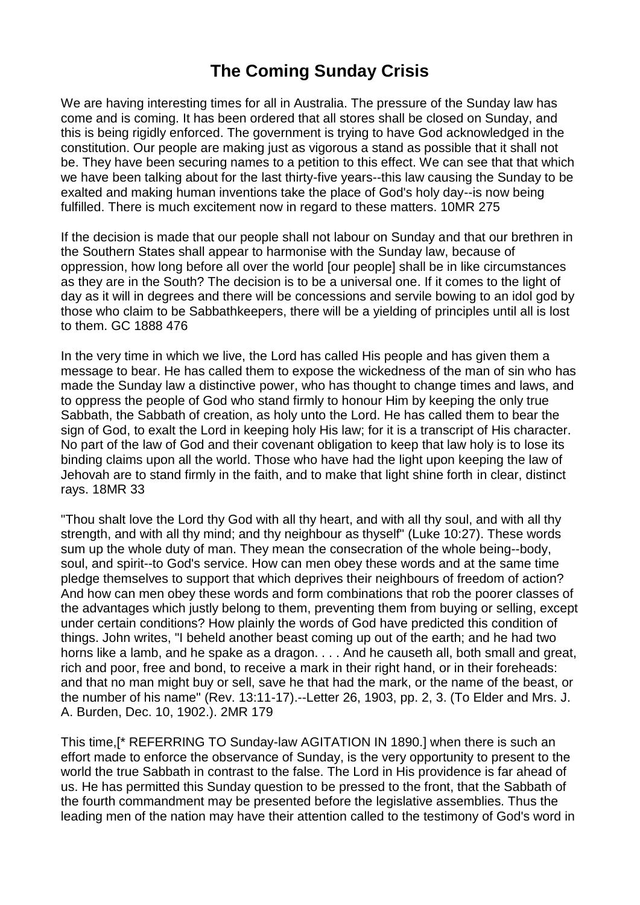# The Coming Sunday Crisis

We are having interesting times for all in Australia. The pressure of the Sunday law has come and is coming. It has been ordered that all stores shall be closed on Sunday, and this is being rigidly enforced. The government is trying to have God acknowledged in the constitution. Our people are making just as vigorous a stand as possible that it shall not be. They have been securing names to a petition to this effect. We can see that that which we have been talking about for the last thirty-five years--this law causing the Sunday to be exalted and making human inventions take the place of God's holy day--is now being fulfilled. There is much excitement now in regard to these matters. 10MR 275

If the decision is made that our people shall not labour on Sunday and that our brethren in the Southern States shall appear to harmonise with the Sunday law, because of oppression, how long before all over the world [our people] shall be in like circumstances as they are in the South? The decision is to be a universal one. If it comes to the light of day as it will in degrees and there will be concessions and servile bowing to an idol god by those who claim to be Sabbathkeepers, there will be a yielding of principles until all is lost to them. GC 1888 476

In the very time in which we live, the Lord has called His people and has given them a message to bear. He has called them to expose the wickedness of the man of sin who has made the Sunday law a distinctive power, who has thought to change times and laws, and to oppress the people of God who stand firmly to honour Him by keeping the only true Sabbath, the Sabbath of creation, as holy unto the Lord. He has called them to bear the sign of God, to exalt the Lord in keeping holy His law; for it is a transcript of His character. No part of the law of God and their covenant obligation to keep that law holy is to lose its binding claims upon all the world. Those who have had the light upon keeping the law of Jehovah are to stand firmly in the faith, and to make that light shine forth in clear, distinct rays. 18MR 33

"Thou shalt love the Lord thy God with all thy heart, and with all thy soul, and with all thy strength, and with all thy mind; and thy neighbour as thyself" (Luke 10:27). These words sum up the whole duty of man. They mean the consecration of the whole being--body, soul, and spirit--to God's service. How can men obey these words and at the same time pledge themselves to support that which deprives their neighbours of freedom of action? And how can men obey these words and form combinations that rob the poorer classes of the advantages which justly belong to them, preventing them from buying or selling, except under certain conditions? How plainly the words of God have predicted this condition of things. John writes, "I beheld another beast coming up out of the earth; and he had two horns like a lamb, and he spake as a dragon. . . . And he causeth all, both small and great, rich and poor, free and bond, to receive a mark in their right hand, or in their foreheads: and that no man might buy or sell, save he that had the mark, or the name of the beast, or the number of his name" (Rev. 13:11-17).--Letter 26, 1903, pp. 2, 3. (To Elder and Mrs. J. A. Burden, Dec. 10, 1902.). 2MR 179

This time,[* REFERRING TO Sunday-law AGITATION IN 1890.] when there is such an effort made to enforce the observance of Sunday, is the very opportunity to present to the world the true Sabbath in contrast to the false. The Lord in His providence is far ahead of us. He has permitted this Sunday question to be pressed to the front, that the Sabbath of the fourth commandment may be presented before the legislative assemblies. Thus the leading men of the nation may have their attention called to the testimony of God's word in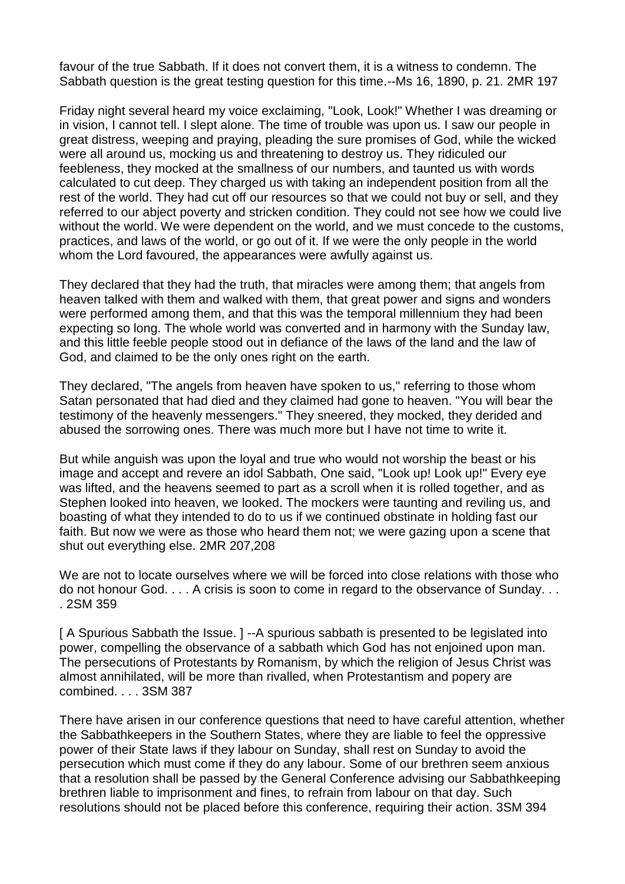favour of the true Sabbath. If it does not convert them, it is a witness to condemn. The Sabbath question is the great testing question for this time.--Ms 16, 1890, p. 21. 2MR 197

Friday night several heard my voice exclaiming, "Look, Look!" Whether I was dreaming or in vision, I cannot tell. I slept alone. The time of trouble was upon us. I saw our people in great distress, weeping and praying, pleading the sure promises of God, while the wicked were all around us, mocking us and threatening to destroy us. They ridiculed our feebleness, they mocked at the smallness of our numbers, and taunted us with words calculated to cut deep. They charged us with taking an independent position from all the rest of the world. They had cut off our resources so that we could not buy or sell, and they referred to our abject poverty and stricken condition. They could not see how we could live without the world. We were dependent on the world, and we must concede to the customs, practices, and laws of the world, or go out of it. If we were the only people in the world whom the Lord favoured, the appearances were awfully against us.

They declared that they had the truth, that miracles were among them; that angels from heaven talked with them and walked with them, that great power and signs and wonders were performed among them, and that this was the temporal millennium they had been expecting so long. The whole world was converted and in harmony with the Sunday law, and this little feeble people stood out in defiance of the laws of the land and the law of God, and claimed to be the only ones right on the earth.

They declared, "The angels from heaven have spoken to us," referring to those whom Satan personated that had died and they claimed had gone to heaven. "You will bear the testimony of the heavenly messengers." They sneered, they mocked, they derided and abused the sorrowing ones. There was much more but I have not time to write it.

But while anguish was upon the loyal and true who would not worship the beast or his image and accept and revere an idol Sabbath, One said, "Look up! Look up!" Every eye was lifted, and the heavens seemed to part as a scroll when it is rolled together, and as Stephen looked into heaven, we looked. The mockers were taunting and reviling us, and boasting of what they intended to do to us if we continued obstinate in holding fast our faith. But now we were as those who heard them not; we were gazing upon a scene that shut out everything else. 2MR 207,208

We are not to locate ourselves where we will be forced into close relations with those who do not honour God. . . . A crisis is soon to come in regard to the observance of Sunday. . . . 2SM 359

[ A Spurious Sabbath the Issue. ] --A spurious sabbath is presented to be legislated into power, compelling the observance of a sabbath which God has not enjoined upon man. The persecutions of Protestants by Romanism, by which the religion of Jesus Christ was almost annihilated, will be more than rivalled, when Protestantism and popery are combined. . . . 3SM 387

There have arisen in our conference questions that need to have careful attention, whether the Sabbathkeepers in the Southern States, where they are liable to feel the oppressive power of their State laws if they labour on Sunday, shall rest on Sunday to avoid the persecution which must come if they do any labour. Some of our brethren seem anxious that a resolution shall be passed by the General Conference advising our Sabbathkeeping brethren liable to imprisonment and fines, to refrain from labour on that day. Such resolutions should not be placed before this conference, requiring their action. 3SM 394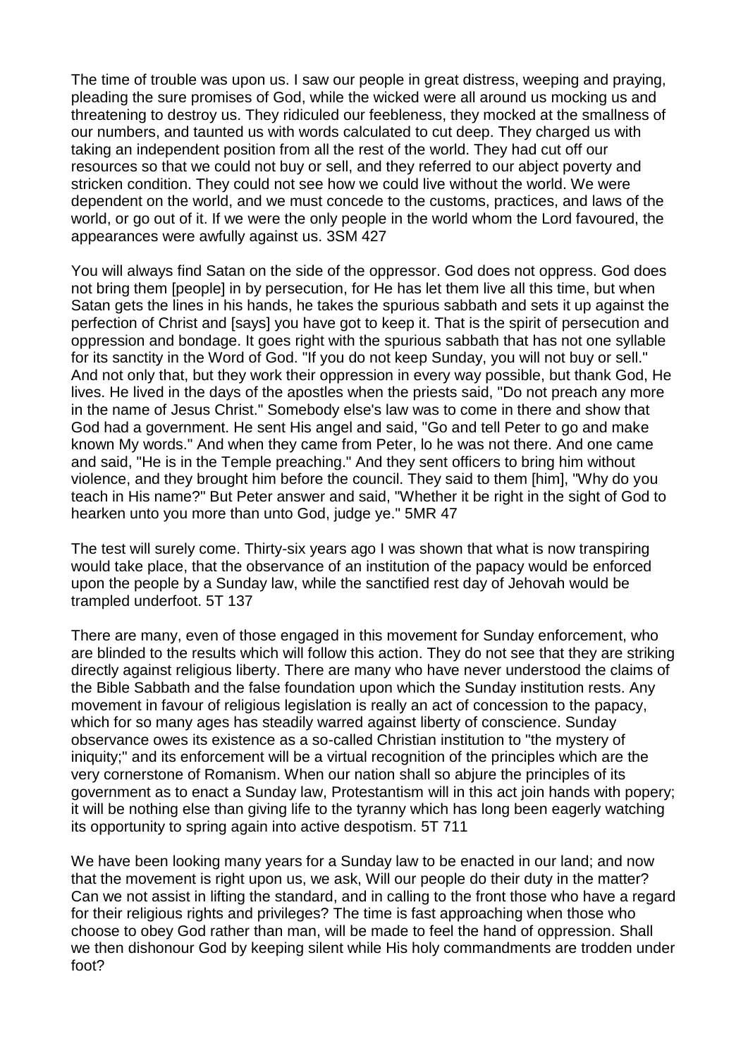The time of trouble was upon us. I saw our people in great distress, weeping and praying, pleading the sure promises of God, while the wicked were all around us mocking us and threatening to destroy us. They ridiculed our feebleness, they mocked at the smallness of our numbers, and taunted us with words calculated to cut deep. They charged us with taking an independent position from all the rest of the world. They had cut off our resources so that we could not buy or sell, and they referred to our abject poverty and stricken condition. They could not see how we could live without the world. We were dependent on the world, and we must concede to the customs, practices, and laws of the world, or go out of it. If we were the only people in the world whom the Lord favoured, the appearances were awfully against us. 3SM 427

You will always find Satan on the side of the oppressor. God does not oppress. God does not bring them [people] in by persecution, for He has let them live all this time, but when Satan gets the lines in his hands, he takes the spurious sabbath and sets it up against the perfection of Christ and [says] you have got to keep it. That is the spirit of persecution and oppression and bondage. It goes right with the spurious sabbath that has not one syllable for its sanctity in the Word of God. "If you do not keep Sunday, you will not buy or sell." And not only that, but they work their oppression in every way possible, but thank God, He lives. He lived in the days of the apostles when the priests said, "Do not preach any more in the name of Jesus Christ." Somebody else's law was to come in there and show that God had a government. He sent His angel and said, "Go and tell Peter to go and make known My words." And when they came from Peter, lo he was not there. And one came and said, "He is in the Temple preaching." And they sent officers to bring him without violence, and they brought him before the council. They said to them [him], "Why do you teach in His name?" But Peter answer and said, "Whether it be right in the sight of God to hearken unto you more than unto God, judge ye." 5MR 47

The test will surely come. Thirty-six years ago I was shown that what is now transpiring would take place, that the observance of an institution of the papacy would be enforced upon the people by a Sunday law, while the sanctified rest day of Jehovah would be trampled underfoot. 5T 137

There are many, even of those engaged in this movement for Sunday enforcement, who are blinded to the results which will follow this action. They do not see that they are striking directly against religious liberty. There are many who have never understood the claims of the Bible Sabbath and the false foundation upon which the Sunday institution rests. Any movement in favour of religious legislation is really an act of concession to the papacy, which for so many ages has steadily warred against liberty of conscience. Sunday observance owes its existence as a so-called Christian institution to "the mystery of iniquity;" and its enforcement will be a virtual recognition of the principles which are the very cornerstone of Romanism. When our nation shall so abjure the principles of its government as to enact a Sunday law, Protestantism will in this act join hands with popery; it will be nothing else than giving life to the tyranny which has long been eagerly watching its opportunity to spring again into active despotism. 5T 711

We have been looking many years for a Sunday law to be enacted in our land; and now that the movement is right upon us, we ask, Will our people do their duty in the matter? Can we not assist in lifting the standard, and in calling to the front those who have a regard for their religious rights and privileges? The time is fast approaching when those who choose to obey God rather than man, will be made to feel the hand of oppression. Shall we then dishonour God by keeping silent while His holy commandments are trodden under foot?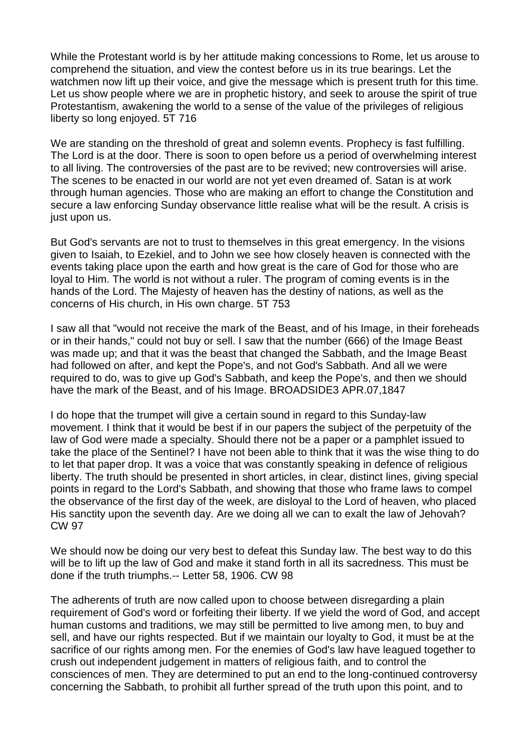While the Protestant world is by her attitude making concessions to Rome, let us arouse to comprehend the situation, and view the contest before us in its true bearings. Let the watchmen now lift up their voice, and give the message which is present truth for this time. Let us show people where we are in prophetic history, and seek to arouse the spirit of true Protestantism, awakening the world to a sense of the value of the privileges of religious liberty so long enjoyed. 5T 716

We are standing on the threshold of great and solemn events. Prophecy is fast fulfilling. The Lord is at the door. There is soon to open before us a period of overwhelming interest to all living. The controversies of the past are to be revived; new controversies will arise. The scenes to be enacted in our world are not yet even dreamed of. Satan is at work through human agencies. Those who are making an effort to change the Constitution and secure a law enforcing Sunday observance little realise what will be the result. A crisis is just upon us.

But God's servants are not to trust to themselves in this great emergency. In the visions given to Isaiah, to Ezekiel, and to John we see how closely heaven is connected with the events taking place upon the earth and how great is the care of God for those who are loyal to Him. The world is not without a ruler. The program of coming events is in the hands of the Lord. The Majesty of heaven has the destiny of nations, as well as the concerns of His church, in His own charge. 5T 753

I saw all that "would not receive the mark of the Beast, and of his Image, in their foreheads or in their hands," could not buy or sell. I saw that the number (666) of the Image Beast was made up; and that it was the beast that changed the Sabbath, and the Image Beast had followed on after, and kept the Pope's, and not God's Sabbath. And all we were required to do, was to give up God's Sabbath, and keep the Pope's, and then we should have the mark of the Beast, and of his Image. BROADSIDE3 APR.07,1847

I do hope that the trumpet will give a certain sound in regard to this Sunday-law movement. I think that it would be best if in our papers the subject of the perpetuity of the law of God were made a specialty. Should there not be a paper or a pamphlet issued to take the place of the Sentinel? I have not been able to think that it was the wise thing to do to let that paper drop. It was a voice that was constantly speaking in defence of religious liberty. The truth should be presented in short articles, in clear, distinct lines, giving special points in regard to the Lord's Sabbath, and showing that those who frame laws to compel the observance of the first day of the week, are disloyal to the Lord of heaven, who placed His sanctity upon the seventh day. Are we doing all we can to exalt the law of Jehovah? CW 97

We should now be doing our very best to defeat this Sunday law. The best way to do this will be to lift up the law of God and make it stand forth in all its sacredness. This must be done if the truth triumphs.-- Letter 58, 1906. CW 98

The adherents of truth are now called upon to choose between disregarding a plain requirement of God's word or forfeiting their liberty. If we yield the word of God, and accept human customs and traditions, we may still be permitted to live among men, to buy and sell, and have our rights respected. But if we maintain our loyalty to God, it must be at the sacrifice of our rights among men. For the enemies of God's law have leagued together to crush out independent judgement in matters of religious faith, and to control the consciences of men. They are determined to put an end to the long-continued controversy concerning the Sabbath, to prohibit all further spread of the truth upon this point, and to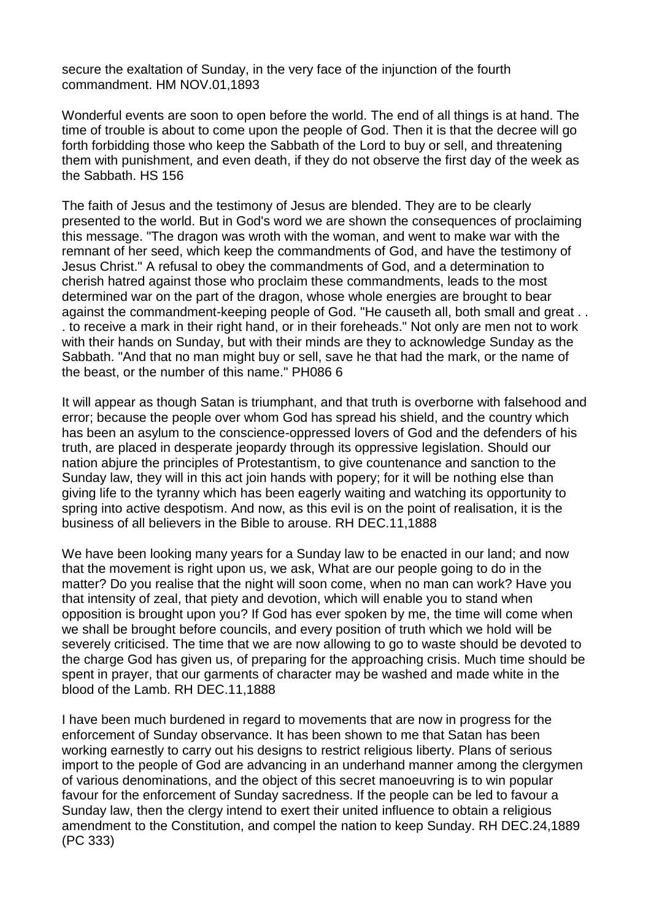secure the exaltation of Sunday, in the very face of the injunction of the fourth commandment. HM NOV.01,1893

Wonderful events are soon to open before the world. The end of all things is at hand. The time of trouble is about to come upon the people of God. Then it is that the decree will go forth forbidding those who keep the Sabbath of the Lord to buy or sell, and threatening them with punishment, and even death, if they do not observe the first day of the week as the Sabbath. HS 156

The faith of Jesus and the testimony of Jesus are blended. They are to be clearly presented to the world. But in God's word we are shown the consequences of proclaiming this message. "The dragon was wroth with the woman, and went to make war with the remnant of her seed, which keep the commandments of God, and have the testimony of Jesus Christ." A refusal to obey the commandments of God, and a determination to cherish hatred against those who proclaim these commandments, leads to the most determined war on the part of the dragon, whose whole energies are brought to bear against the commandment-keeping people of God. "He causeth all, both small and great . . . to receive a mark in their right hand, or in their foreheads." Not only are men not to work with their hands on Sunday, but with their minds are they to acknowledge Sunday as the Sabbath. "And that no man might buy or sell, save he that had the mark, or the name of the beast, or the number of this name." PH086 6

It will appear as though Satan is triumphant, and that truth is overborne with falsehood and error; because the people over whom God has spread his shield, and the country which has been an asylum to the conscience-oppressed lovers of God and the defenders of his truth, are placed in desperate jeopardy through its oppressive legislation. Should our nation abjure the principles of Protestantism, to give countenance and sanction to the Sunday law, they will in this act join hands with popery; for it will be nothing else than giving life to the tyranny which has been eagerly waiting and watching its opportunity to spring into active despotism. And now, as this evil is on the point of realisation, it is the business of all believers in the Bible to arouse. RH DEC.11,1888

We have been looking many years for a Sunday law to be enacted in our land; and now that the movement is right upon us, we ask, What are our people going to do in the matter? Do you realise that the night will soon come, when no man can work? Have you that intensity of zeal, that piety and devotion, which will enable you to stand when opposition is brought upon you? If God has ever spoken by me, the time will come when we shall be brought before councils, and every position of truth which we hold will be severely criticised. The time that we are now allowing to go to waste should be devoted to the charge God has given us, of preparing for the approaching crisis. Much time should be spent in prayer, that our garments of character may be washed and made white in the blood of the Lamb. RH DEC.11,1888

I have been much burdened in regard to movements that are now in progress for the enforcement of Sunday observance. It has been shown to me that Satan has been working earnestly to carry out his designs to restrict religious liberty. Plans of serious import to the people of God are advancing in an underhand manner among the clergymen of various denominations, and the object of this secret manoeuvring is to win popular favour for the enforcement of Sunday sacredness. If the people can be led to favour a Sunday law, then the clergy intend to exert their united influence to obtain a religious amendment to the Constitution, and compel the nation to keep Sunday. RH DEC.24,1889 (PC 333)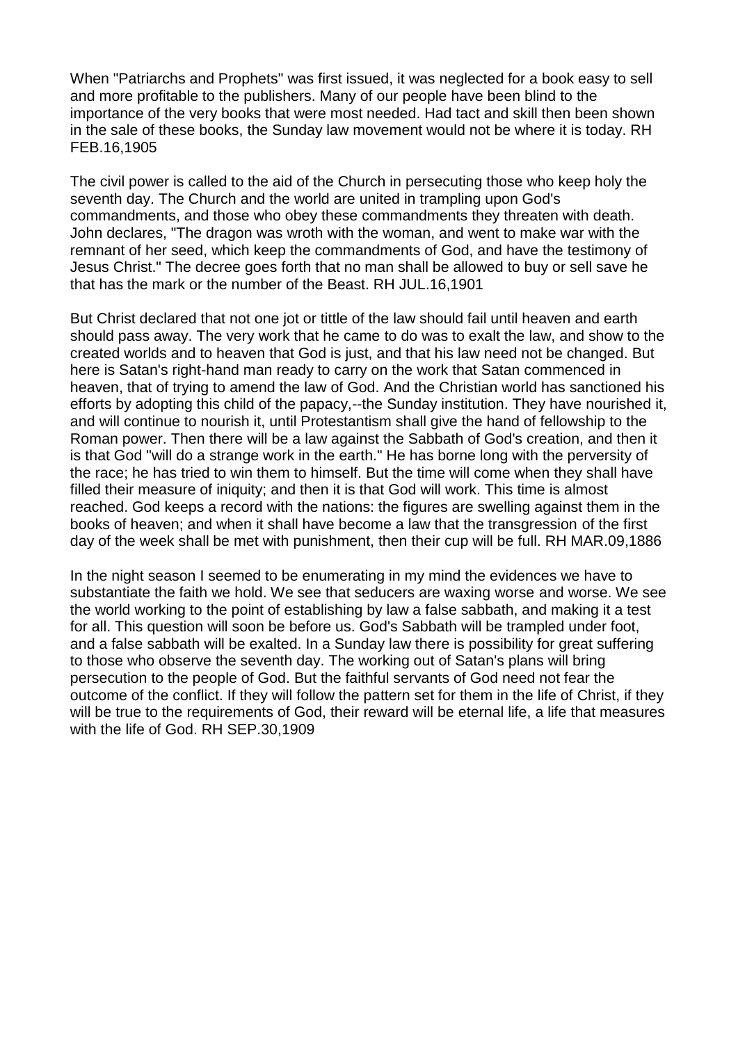When "Patriarchs and Prophets" was first issued, it was neglected for a book easy to sell and more profitable to the publishers. Many of our people have been blind to the importance of the very books that were most needed. Had tact and skill then been shown in the sale of these books, the Sunday law movement would not be where it is today. RH FEB.16,1905

The civil power is called to the aid of the Church in persecuting those who keep holy the seventh day. The Church and the world are united in trampling upon God's commandments, and those who obey these commandments they threaten with death. John declares, "The dragon was wroth with the woman, and went to make war with the remnant of her seed, which keep the commandments of God, and have the testimony of Jesus Christ." The decree goes forth that no man shall be allowed to buy or sell save he that has the mark or the number of the Beast. RH JUL.16,1901

But Christ declared that not one jot or tittle of the law should fail until heaven and earth should pass away. The very work that he came to do was to exalt the law, and show to the created worlds and to heaven that God is just, and that his law need not be changed. But here is Satan's right-hand man ready to carry on the work that Satan commenced in heaven, that of trying to amend the law of God. And the Christian world has sanctioned his efforts by adopting this child of the papacy,--the Sunday institution. They have nourished it, and will continue to nourish it, until Protestantism shall give the hand of fellowship to the Roman power. Then there will be a law against the Sabbath of God's creation, and then it is that God "will do a strange work in the earth." He has borne long with the perversity of the race; he has tried to win them to himself. But the time will come when they shall have filled their measure of iniquity; and then it is that God will work. This time is almost reached. God keeps a record with the nations: the figures are swelling against them in the books of heaven; and when it shall have become a law that the transgression of the first day of the week shall be met with punishment, then their cup will be full. RH MAR.09,1886

In the night season I seemed to be enumerating in my mind the evidences we have to substantiate the faith we hold. We see that seducers are waxing worse and worse. We see the world working to the point of establishing by law a false sabbath, and making it a test for all. This question will soon be before us. God's Sabbath will be trampled under foot, and a false sabbath will be exalted. In a Sunday law there is possibility for great suffering to those who observe the seventh day. The working out of Satan's plans will bring persecution to the people of God. But the faithful servants of God need not fear the outcome of the conflict. If they will follow the pattern set for them in the life of Christ, if they will be true to the requirements of God, their reward will be eternal life, a life that measures with the life of God. RH SEP.30,1909